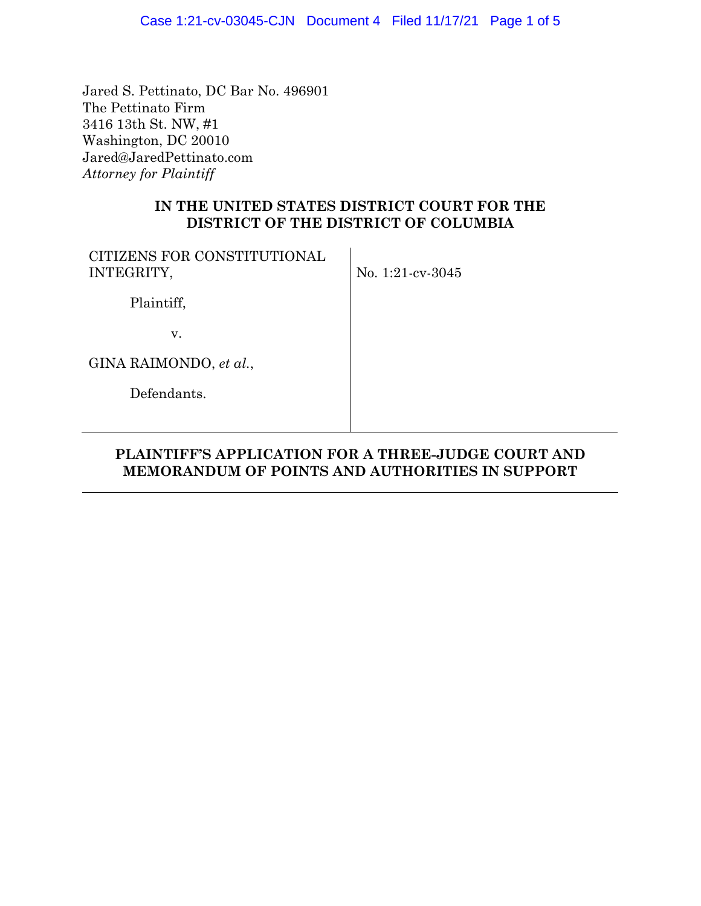Jared S. Pettinato, DC Bar No. 496901
The Pettinato Firm
3416 13th St. NW, #1
Washington, DC 20010
Jared@JaredPettinato.com
*Attorney for Plaintiff*

**IN THE UNITED STATES DISTRICT COURT FOR THE DISTRICT OF THE DISTRICT OF COLUMBIA**

| | |
|---|---|
| CITIZENS FOR CONSTITUTIONAL INTEGRITY,<br><br>Plaintiff,<br><br>v.<br><br>GINA RAIMONDO, *et al.*,<br><br>Defendants. | No. 1:21-cv-3045 |

**PLAINTIFF'S APPLICATION FOR A THREE-JUDGE COURT AND MEMORANDUM OF POINTS AND AUTHORITIES IN SUPPORT**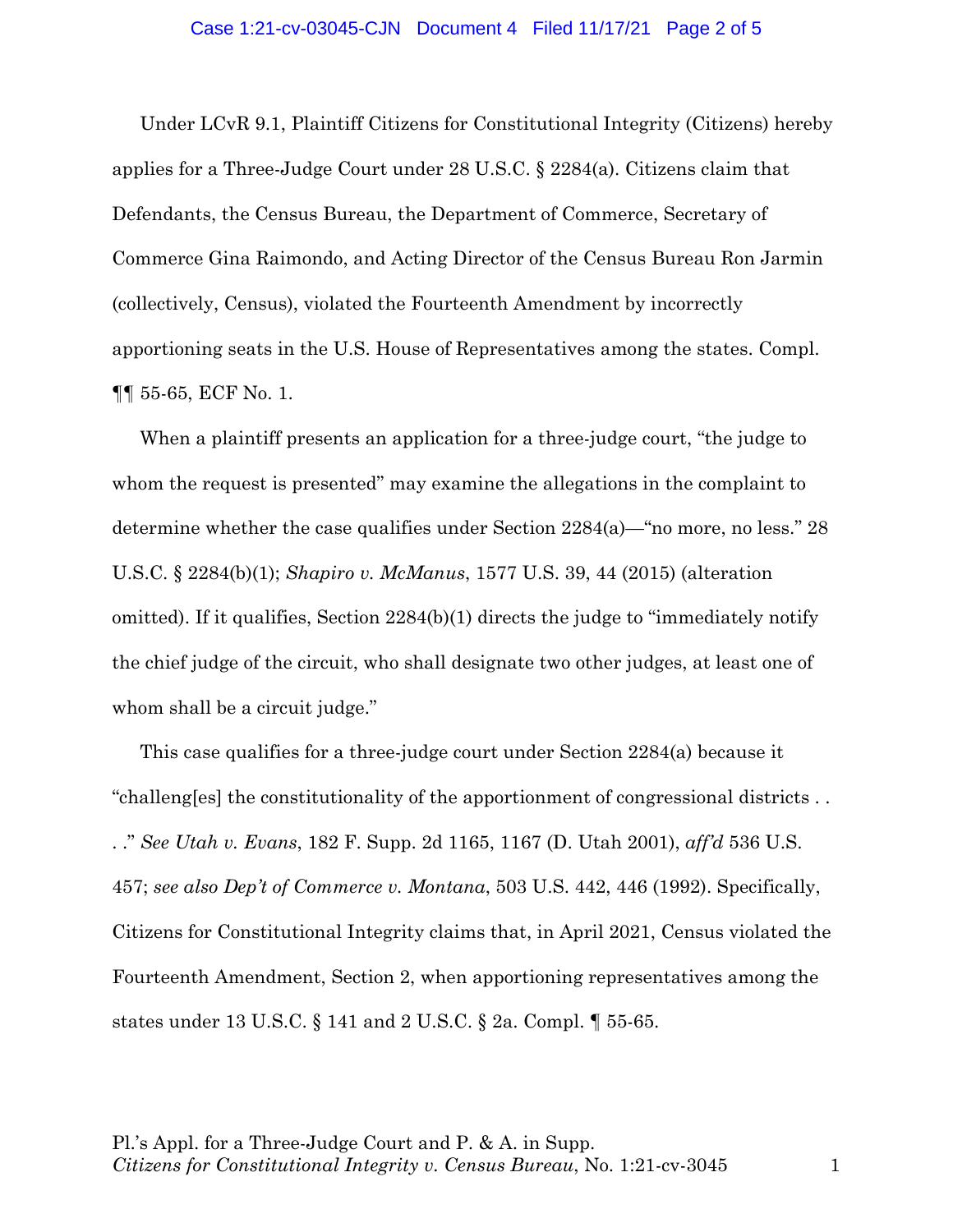Under LCvR 9.1, Plaintiff Citizens for Constitutional Integrity (Citizens) hereby applies for a Three-Judge Court under 28 U.S.C. § 2284(a). Citizens claim that Defendants, the Census Bureau, the Department of Commerce, Secretary of Commerce Gina Raimondo, and Acting Director of the Census Bureau Ron Jarmin (collectively, Census), violated the Fourteenth Amendment by incorrectly apportioning seats in the U.S. House of Representatives among the states. Compl. ¶¶ 55-65, ECF No. 1.

When a plaintiff presents an application for a three-judge court, "the judge to whom the request is presented" may examine the allegations in the complaint to determine whether the case qualifies under Section 2284(a)—"no more, no less." 28 U.S.C. § 2284(b)(1); *Shapiro v. McManus*, 1577 U.S. 39, 44 (2015) (alteration omitted). If it qualifies, Section 2284(b)(1) directs the judge to "immediately notify the chief judge of the circuit, who shall designate two other judges, at least one of whom shall be a circuit judge."

This case qualifies for a three-judge court under Section 2284(a) because it "challeng[es] the constitutionality of the apportionment of congressional districts . . . ." *See Utah v. Evans*, 182 F. Supp. 2d 1165, 1167 (D. Utah 2001), *aff'd* 536 U.S. 457; *see also Dep't of Commerce v. Montana*, 503 U.S. 442, 446 (1992). Specifically, Citizens for Constitutional Integrity claims that, in April 2021, Census violated the Fourteenth Amendment, Section 2, when apportioning representatives among the states under 13 U.S.C. § 141 and 2 U.S.C. § 2a. Compl. ¶ 55-65.

Pl.'s Appl. for a Three-Judge Court and P. & A. in Supp.
*Citizens for Constitutional Integrity v. Census Bureau*, No. 1:21-cv-3045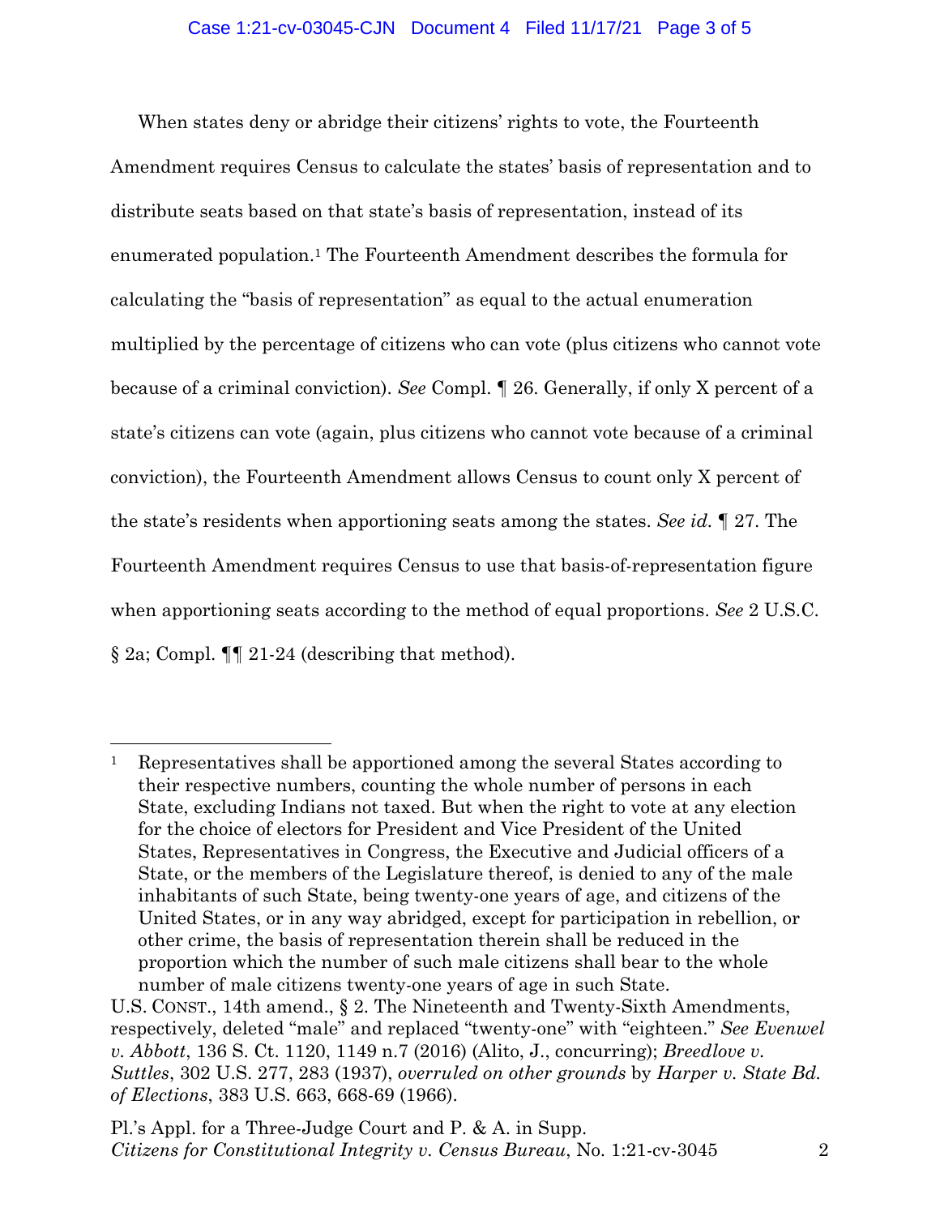When states deny or abridge their citizens' rights to vote, the Fourteenth Amendment requires Census to calculate the states' basis of representation and to distribute seats based on that state's basis of representation, instead of its enumerated population.[1] The Fourteenth Amendment describes the formula for calculating the "basis of representation" as equal to the actual enumeration multiplied by the percentage of citizens who can vote (plus citizens who cannot vote because of a criminal conviction). *See* Compl. ¶ 26. Generally, if only X percent of a state's citizens can vote (again, plus citizens who cannot vote because of a criminal conviction), the Fourteenth Amendment allows Census to count only X percent of the state's residents when apportioning seats among the states. *See id.* ¶ 27. The Fourteenth Amendment requires Census to use that basis-of-representation figure when apportioning seats according to the method of equal proportions. *See* 2 U.S.C. § 2a; Compl. ¶¶ 21-24 (describing that method).

---

[1] Representatives shall be apportioned among the several States according to their respective numbers, counting the whole number of persons in each State, excluding Indians not taxed. But when the right to vote at any election for the choice of electors for President and Vice President of the United States, Representatives in Congress, the Executive and Judicial officers of a State, or the members of the Legislature thereof, is denied to any of the male inhabitants of such State, being twenty-one years of age, and citizens of the United States, or in any way abridged, except for participation in rebellion, or other crime, the basis of representation therein shall be reduced in the proportion which the number of such male citizens shall bear to the whole number of male citizens twenty-one years of age in such State.

U.S. CONST., 14th amend., § 2. The Nineteenth and Twenty-Sixth Amendments, respectively, deleted "male" and replaced "twenty-one" with "eighteen." *See Evenwel v. Abbott*, 136 S. Ct. 1120, 1149 n.7 (2016) (Alito, J., concurring); *Breedlove v. Suttles*, 302 U.S. 277, 283 (1937), *overruled on other grounds* by *Harper v. State Bd. of Elections*, 383 U.S. 663, 668-69 (1966).

Pl.'s Appl. for a Three-Judge Court and P. & A. in Supp.
*Citizens for Constitutional Integrity v. Census Bureau*, No. 1:21-cv-3045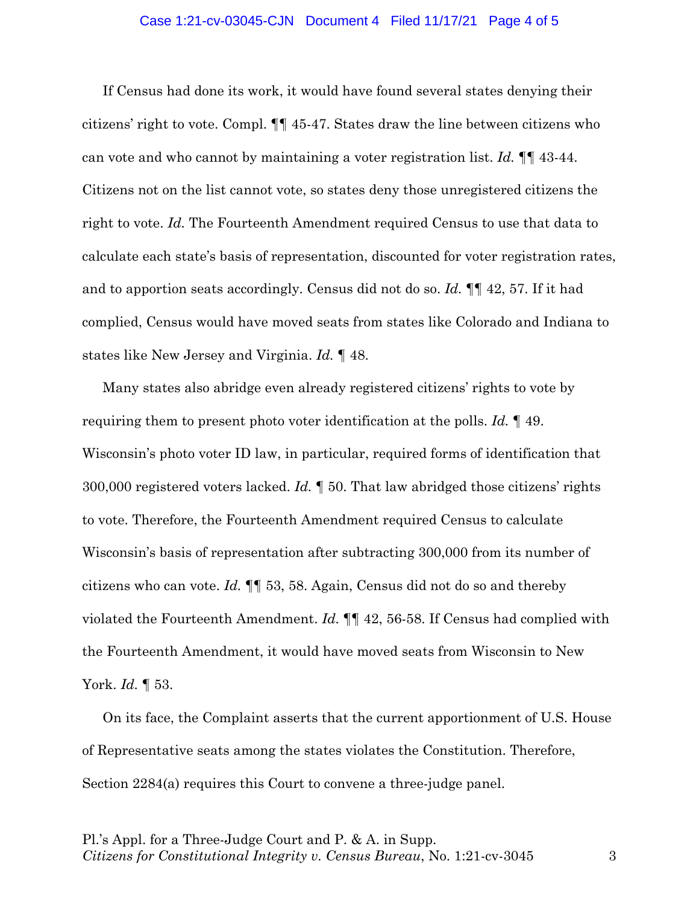If Census had done its work, it would have found several states denying their citizens' right to vote. Compl. ¶¶ 45-47. States draw the line between citizens who can vote and who cannot by maintaining a voter registration list. *Id.* ¶¶ 43-44. Citizens not on the list cannot vote, so states deny those unregistered citizens the right to vote. *Id.* The Fourteenth Amendment required Census to use that data to calculate each state's basis of representation, discounted for voter registration rates, and to apportion seats accordingly. Census did not do so. *Id.* ¶¶ 42, 57. If it had complied, Census would have moved seats from states like Colorado and Indiana to states like New Jersey and Virginia. *Id.* ¶ 48.

Many states also abridge even already registered citizens' rights to vote by requiring them to present photo voter identification at the polls. *Id.* ¶ 49. Wisconsin's photo voter ID law, in particular, required forms of identification that 300,000 registered voters lacked. *Id.* ¶ 50. That law abridged those citizens' rights to vote. Therefore, the Fourteenth Amendment required Census to calculate Wisconsin's basis of representation after subtracting 300,000 from its number of citizens who can vote. *Id.* ¶¶ 53, 58. Again, Census did not do so and thereby violated the Fourteenth Amendment. *Id.* ¶¶ 42, 56-58. If Census had complied with the Fourteenth Amendment, it would have moved seats from Wisconsin to New York. *Id.* ¶ 53.

On its face, the Complaint asserts that the current apportionment of U.S. House of Representative seats among the states violates the Constitution. Therefore, Section 2284(a) requires this Court to convene a three-judge panel.

Pl.'s Appl. for a Three-Judge Court and P. & A. in Supp.
*Citizens for Constitutional Integrity v. Census Bureau*, No. 1:21-cv-3045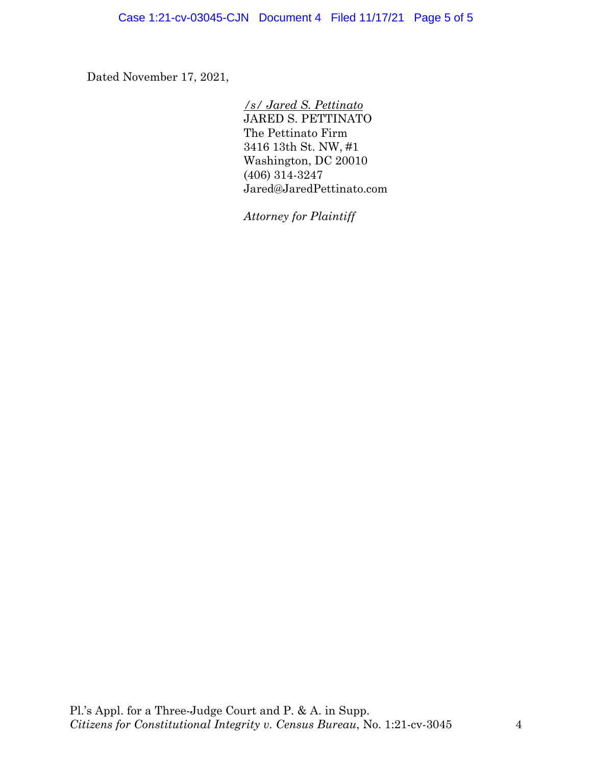Dated November 17, 2021,

*/s/ Jared S. Pettinato*
JARED S. PETTINATO
The Pettinato Firm
3416 13th St. NW, #1
Washington, DC 20010
(406) 314-3247
Jared@JaredPettinato.com

*Attorney for Plaintiff*